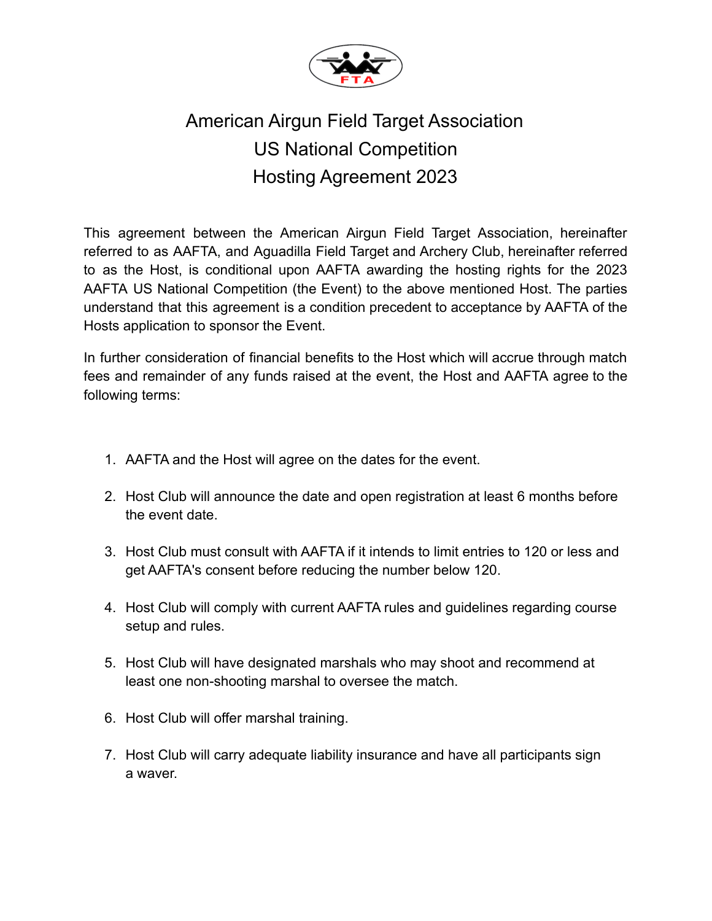# American Airgun Field Target Association US National Competition Hosting Agreement 2023

This agreement between the American Airgun Field Target Association, hereinafter referred to as AAFTA, and Aguadilla Field Target and Archery Club, hereinafter referred to as the Host, is conditional upon AAFTA awarding the hosting rights for the 2023 AAFTA US National Competition (the Event) to the above mentioned Host. The parties understand that this agreement is a condition precedent to acceptance by AAFTA of the Hosts application to sponsor the Event.

In further consideration of financial benefits to the Host which will accrue through match fees and remainder of any funds raised at the event, the Host and AAFTA agree to the following terms:

1. AAFTA and the Host will agree on the dates for the event.
2. Host Club will announce the date and open registration at least 6 months before the event date.
3. Host Club must consult with AAFTA if it intends to limit entries to 120 or less and get AAFTA's consent before reducing the number below 120.
4. Host Club will comply with current AAFTA rules and guidelines regarding course setup and rules.
5. Host Club will have designated marshals who may shoot and recommend at least one non-shooting marshal to oversee the match.
6. Host Club will offer marshal training.
7. Host Club will carry adequate liability insurance and have all participants sign a waver.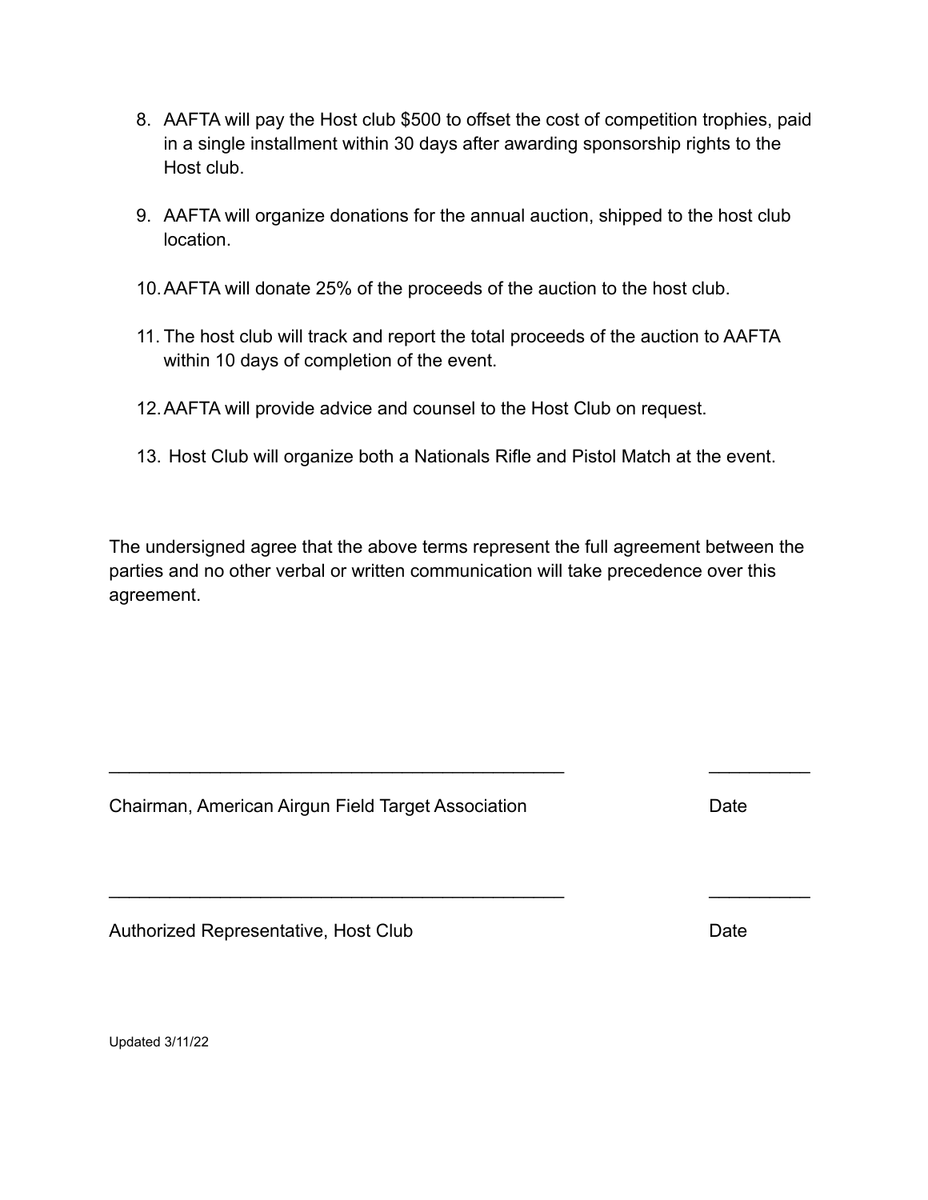8. AAFTA will pay the Host club $500 to offset the cost of competition trophies, paid in a single installment within 30 days after awarding sponsorship rights to the Host club.

9. AAFTA will organize donations for the annual auction, shipped to the host club location.

10. AAFTA will donate 25% of the proceeds of the auction to the host club.

11. The host club will track and report the total proceeds of the auction to AAFTA within 10 days of completion of the event.

12. AAFTA will provide advice and counsel to the Host Club on request.

13. Host Club will organize both a Nationals Rifle and Pistol Match at the event.

The undersigned agree that the above terms represent the full agreement between the parties and no other verbal or written communication will take precedence over this agreement.

_____________________________________________ __________

Chairman, American Airgun Field Target Association Date

_____________________________________________ __________

Authorized Representative, Host Club Date

Updated 3/11/22